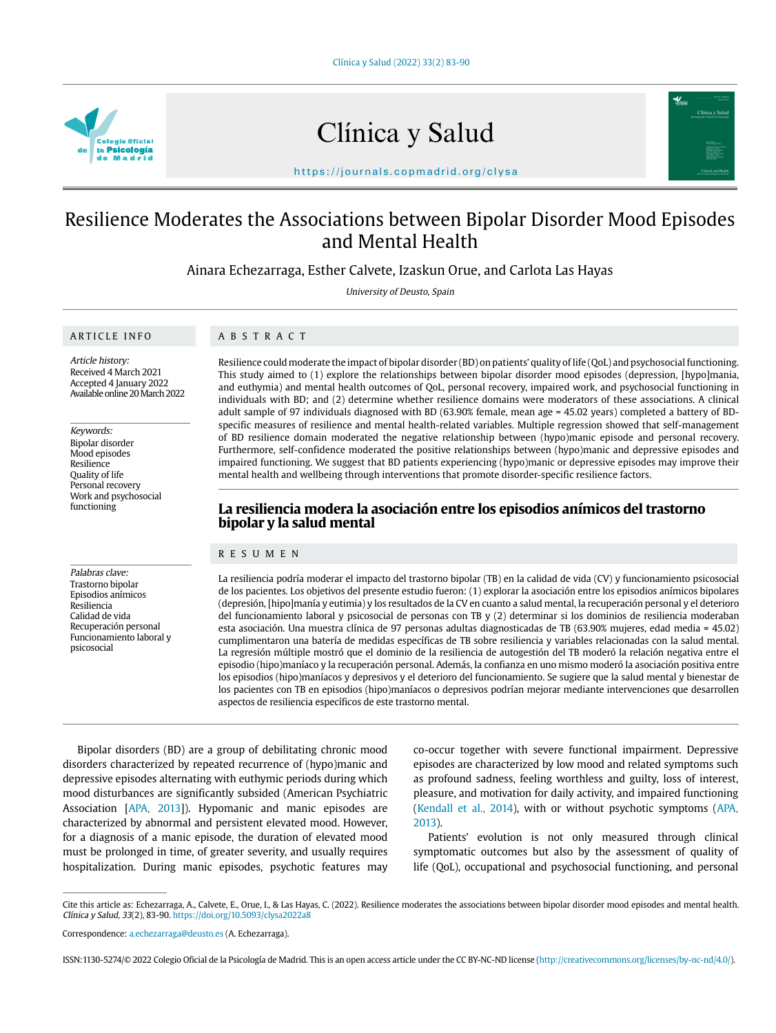# Resilience Moderates the Associations between Bipolar Disorder Mood Episodes and Mental Health

Ainara Echezarraga, Esther Calvete, Izaskun Orue, and Carlota Las Hayas

*University of Deusto, Spain*

## ARTICLE INFO

*Article history:*
Received 4 March 2021
Accepted 4 January 2022
Available online 20 March 2022

*Keywords:*
Bipolar disorder
Mood episodes
Resilience
Quality of life
Personal recovery
Work and psychosocial functioning

*Palabras clave:*
Trastorno bipolar
Episodios anímicos
Resiliencia
Calidad de vida
Recuperación personal
Funcionamiento laboral y psicosocial

## ABSTRACT

Resilience could moderate the impact of bipolar disorder (BD) on patients' quality of life (QoL) and psychosocial functioning. This study aimed to (1) explore the relationships between bipolar disorder mood episodes (depression, [hypo]mania, and euthymia) and mental health outcomes of QoL, personal recovery, impaired work, and psychosocial functioning in individuals with BD; and (2) determine whether resilience domains were moderators of these associations. A clinical adult sample of 97 individuals diagnosed with BD (63.90% female, mean age = 45.02 years) completed a battery of BD-specific measures of resilience and mental health-related variables. Multiple regression showed that self-management of BD resilience domain moderated the negative relationship between (hypo)manic episode and personal recovery. Furthermore, self-confidence moderated the positive relationships between (hypo)manic and depressive episodes and impaired functioning. We suggest that BD patients experiencing (hypo)manic or depressive episodes may improve their mental health and wellbeing through interventions that promote disorder-specific resilience factors.

## La resiliencia modera la asociación entre los episodios anímicos del trastorno bipolar y la salud mental

## RESUMEN

La resiliencia podría moderar el impacto del trastorno bipolar (TB) en la calidad de vida (CV) y funcionamiento psicosocial de los pacientes. Los objetivos del presente estudio fueron: (1) explorar la asociación entre los episodios anímicos bipolares (depresión, [hipo]manía y eutimia) y los resultados de la CV en cuanto a salud mental, la recuperación personal y el deterioro del funcionamiento laboral y psicosocial de personas con TB y (2) determinar si los dominios de resiliencia moderaban esta asociación. Una muestra clínica de 97 personas adultas diagnosticadas de TB (63.90% mujeres, edad media = 45.02) cumplimentaron una batería de medidas específicas de TB sobre resiliencia y variables relacionadas con la salud mental. La regresión múltiple mostró que el dominio de la resiliencia de autogestión del TB moderó la relación negativa entre el episodio (hipo)maníaco y la recuperación personal. Además, la confianza en uno mismo moderó la asociación positiva entre los episodios (hipo)maníacos y depresivos y el deterioro del funcionamiento. Se sugiere que la salud mental y bienestar de los pacientes con TB en episodios (hipo)maníacos o depresivos podrían mejorar mediante intervenciones que desarrollen aspectos de resiliencia específicos de este trastorno mental.

Bipolar disorders (BD) are a group of debilitating chronic mood disorders characterized by repeated recurrence of (hypo)manic and depressive episodes alternating with euthymic periods during which mood disturbances are significantly subsided (American Psychiatric Association [APA, 2013]). Hypomanic and manic episodes are characterized by abnormal and persistent elevated mood. However, for a diagnosis of a manic episode, the duration of elevated mood must be prolonged in time, of greater severity, and usually requires hospitalization. During manic episodes, psychotic features may co-occur together with severe functional impairment. Depressive episodes are characterized by low mood and related symptoms such as profound sadness, feeling worthless and guilty, loss of interest, pleasure, and motivation for daily activity, and impaired functioning (Kendall et al., 2014), with or without psychotic symptoms (APA, 2013).

Patients' evolution is not only measured through clinical symptomatic outcomes but also by the assessment of quality of life (QoL), occupational and psychosocial functioning, and personal

Cite this article as: Echezarraga, A., Calvete, E., Orue, I., & Las Hayas, C. (2022). Resilience moderates the associations between bipolar disorder mood episodes and mental health. *Clínica y Salud, 33*(2), 83-90. https://doi.org/10.5093/clysa2022a8

Correspondence: a.echezarraga@deusto.es (A. Echezarraga).

ISSN:1130-5274/© 2022 Colegio Oficial de la Psicología de Madrid. This is an open access article under the CC BY-NC-ND license (http://creativecommons.org/licenses/by-nc-nd/4.0/).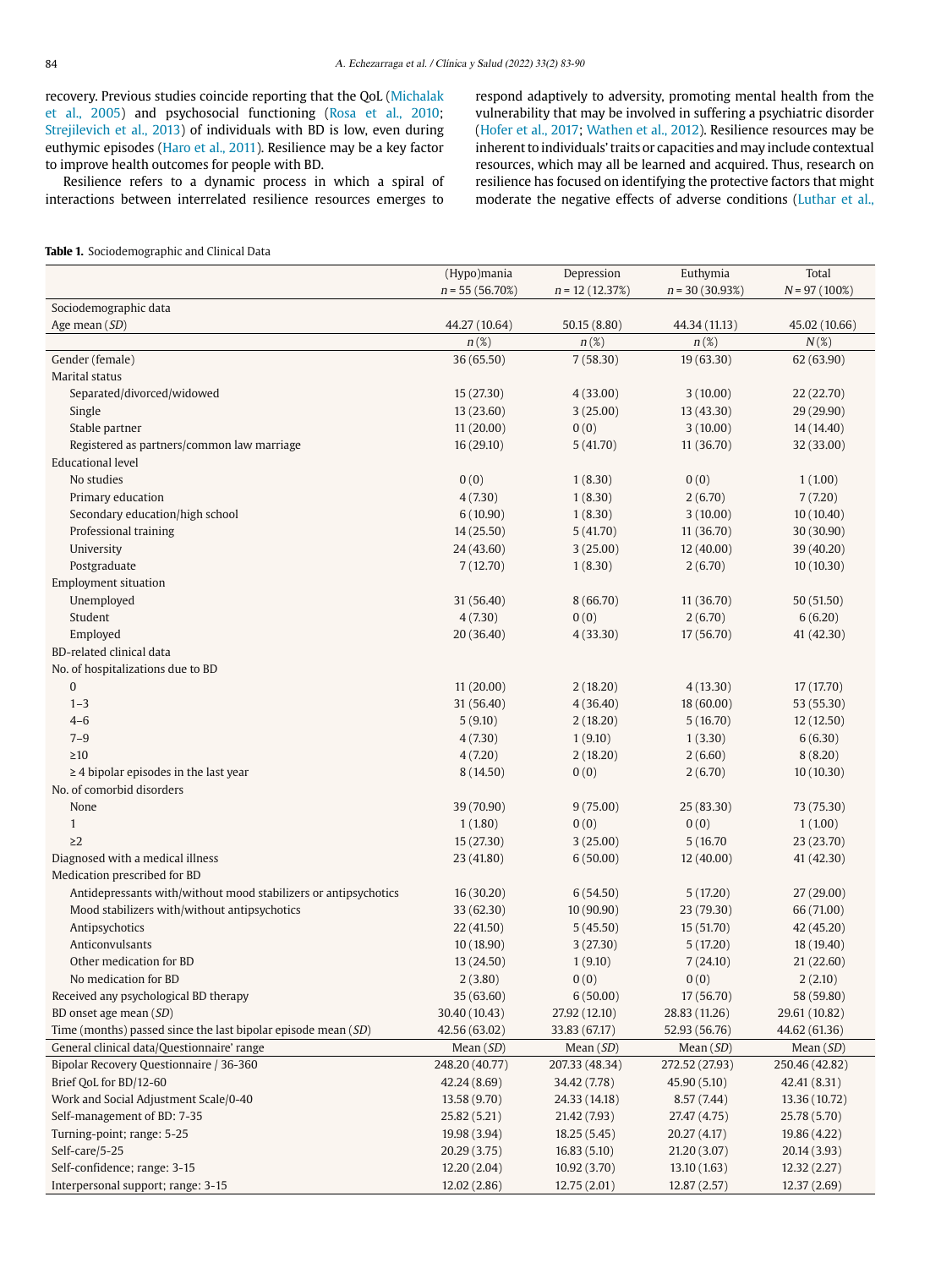recovery. Previous studies coincide reporting that the QoL (Michalak et al., 2005) and psychosocial functioning (Rosa et al., 2010; Strejilevich et al., 2013) of individuals with BD is low, even during euthymic episodes (Haro et al., 2011). Resilience may be a key factor to improve health outcomes for people with BD.

Resilience refers to a dynamic process in which a spiral of interactions between interrelated resilience resources emerges to respond adaptively to adversity, promoting mental health from the vulnerability that may be involved in suffering a psychiatric disorder (Hofer et al., 2017; Wathen et al., 2012). Resilience resources may be inherent to individuals' traits or capacities and may include contextual resources, which may all be learned and acquired. Thus, research on resilience has focused on identifying the protective factors that might moderate the negative effects of adverse conditions (Luthar et al.,

**Table 1.** Sociodemographic and Clinical Data

| | (Hypo)mania *n* = 55 (56.70%) | Depression *n* = 12 (12.37%) | Euthymia *n* = 30 (30.93%) | Total *N* = 97 (100%) |
|---|---|---|---|---|
| Sociodemographic data | | | | |
| Age mean (*SD*) | 44.27 (10.64) | 50.15 (8.80) | 44.34 (11.13) | 45.02 (10.66) |
| | *n* (%) | *n* (%) | *n* (%) | *N* (%) |
| Gender (female) | 36 (65.50) | 7 (58.30) | 19 (63.30) | 62 (63.90) |
| Marital status | | | | |
| Separated/divorced/widowed | 15 (27.30) | 4 (33.00) | 3 (10.00) | 22 (22.70) |
| Single | 13 (23.60) | 3 (25.00) | 13 (43.30) | 29 (29.90) |
| Stable partner | 11 (20.00) | 0 (0) | 3 (10.00) | 14 (14.40) |
| Registered as partners/common law marriage | 16 (29.10) | 5 (41.70) | 11 (36.70) | 32 (33.00) |
| Educational level | | | | |
| No studies | 0 (0) | 1 (8.30) | 0 (0) | 1 (1.00) |
| Primary education | 4 (7.30) | 1 (8.30) | 2 (6.70) | 7 (7.20) |
| Secondary education/high school | 6 (10.90) | 1 (8.30) | 3 (10.00) | 10 (10.40) |
| Professional training | 14 (25.50) | 5 (41.70) | 11 (36.70) | 30 (30.90) |
| University | 24 (43.60) | 3 (25.00) | 12 (40.00) | 39 (40.20) |
| Postgraduate | 7 (12.70) | 1 (8.30) | 2 (6.70) | 10 (10.30) |
| Employment situation | | | | |
| Unemployed | 31 (56.40) | 8 (66.70) | 11 (36.70) | 50 (51.50) |
| Student | 4 (7.30) | 0 (0) | 2 (6.70) | 6 (6.20) |
| Employed | 20 (36.40) | 4 (33.30) | 17 (56.70) | 41 (42.30) |
| BD-related clinical data | | | | |
| No. of hospitalizations due to BD | | | | |
| 0 | 11 (20.00) | 2 (18.20) | 4 (13.30) | 17 (17.70) |
| 1–3 | 31 (56.40) | 4 (36.40) | 18 (60.00) | 53 (55.30) |
| 4–6 | 5 (9.10) | 2 (18.20) | 5 (16.70) | 12 (12.50) |
| 7–9 | 4 (7.30) | 1 (9.10) | 1 (3.30) | 6 (6.30) |
| ≥10 | 4 (7.20) | 2 (18.20) | 2 (6.60) | 8 (8.20) |
| ≥ 4 bipolar episodes in the last year | 8 (14.50) | 0 (0) | 2 (6.70) | 10 (10.30) |
| No. of comorbid disorders | | | | |
| None | 39 (70.90) | 9 (75.00) | 25 (83.30) | 73 (75.30) |
| 1 | 1 (1.80) | 0 (0) | 0 (0) | 1 (1.00) |
| ≥2 | 15 (27.30) | 3 (25.00) | 5 (16.70 | 23 (23.70) |
| Diagnosed with a medical illness | 23 (41.80) | 6 (50.00) | 12 (40.00) | 41 (42.30) |
| Medication prescribed for BD | | | | |
| Antidepressants with/without mood stabilizers or antipsychotics | 16 (30.20) | 6 (54.50) | 5 (17.20) | 27 (29.00) |
| Mood stabilizers with/without antipsychotics | 33 (62.30) | 10 (90.90) | 23 (79.30) | 66 (71.00) |
| Antipsychotics | 22 (41.50) | 5 (45.50) | 15 (51.70) | 42 (45.20) |
| Anticonvulsants | 10 (18.90) | 3 (27.30) | 5 (17.20) | 18 (19.40) |
| Other medication for BD | 13 (24.50) | 1 (9.10) | 7 (24.10) | 21 (22.60) |
| No medication for BD | 2 (3.80) | 0 (0) | 0 (0) | 2 (2.10) |
| Received any psychological BD therapy | 35 (63.60) | 6 (50.00) | 17 (56.70) | 58 (59.80) |
| BD onset age mean (*SD*) | 30.40 (10.43) | 27.92 (12.10) | 28.83 (11.26) | 29.61 (10.82) |
| Time (months) passed since the last bipolar episode mean (*SD*) | 42.56 (63.02) | 33.83 (67.17) | 52.93 (56.76) | 44.62 (61.36) |
| General clinical data/Questionnaire' range | Mean (*SD*) | Mean (*SD*) | Mean (*SD*) | Mean (*SD*) |
| Bipolar Recovery Questionnaire / 36-360 | 248.20 (40.77) | 207.33 (48.34) | 272.52 (27.93) | 250.46 (42.82) |
| Brief QoL for BD/12-60 | 42.24 (8.69) | 34.42 (7.78) | 45.90 (5.10) | 42.41 (8.31) |
| Work and Social Adjustment Scale/0-40 | 13.58 (9.70) | 24.33 (14.18) | 8.57 (7.44) | 13.36 (10.72) |
| Self-management of BD: 7-35 | 25.82 (5.21) | 21.42 (7.93) | 27.47 (4.75) | 25.78 (5.70) |
| Turning-point; range: 5-25 | 19.98 (3.94) | 18.25 (5.45) | 20.27 (4.17) | 19.86 (4.22) |
| Self-care/5-25 | 20.29 (3.75) | 16.83 (5.10) | 21.20 (3.07) | 20.14 (3.93) |
| Self-confidence; range: 3-15 | 12.20 (2.04) | 10.92 (3.70) | 13.10 (1.63) | 12.32 (2.27) |
| Interpersonal support; range: 3-15 | 12.02 (2.86) | 12.75 (2.01) | 12.87 (2.57) | 12.37 (2.69) |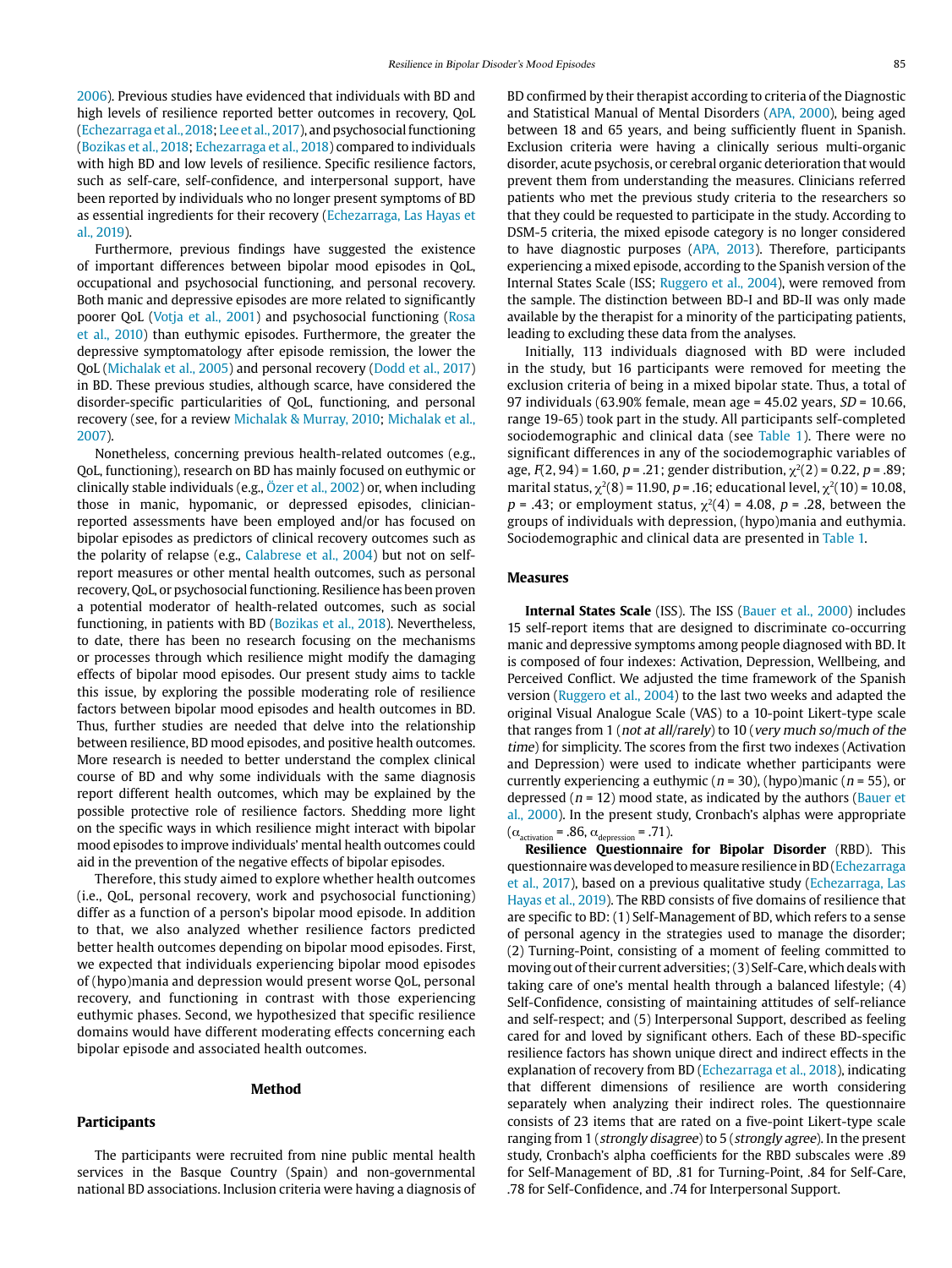2006). Previous studies have evidenced that individuals with BD and high levels of resilience reported better outcomes in recovery, QoL (Echezarraga et al., 2018; Lee et al., 2017), and psychosocial functioning (Bozikas et al., 2018; Echezarraga et al., 2018) compared to individuals with high BD and low levels of resilience. Specific resilience factors, such as self-care, self-confidence, and interpersonal support, have been reported by individuals who no longer present symptoms of BD as essential ingredients for their recovery (Echezarraga, Las Hayas et al., 2019).

Furthermore, previous findings have suggested the existence of important differences between bipolar mood episodes in QoL, occupational and psychosocial functioning, and personal recovery. Both manic and depressive episodes are more related to significantly poorer QoL (Votja et al., 2001) and psychosocial functioning (Rosa et al., 2010) than euthymic episodes. Furthermore, the greater the depressive symptomatology after episode remission, the lower the QoL (Michalak et al., 2005) and personal recovery (Dodd et al., 2017) in BD. These previous studies, although scarce, have considered the disorder-specific particularities of QoL, functioning, and personal recovery (see, for a review Michalak & Murray, 2010; Michalak et al., 2007).

Nonetheless, concerning previous health-related outcomes (e.g., QoL, functioning), research on BD has mainly focused on euthymic or clinically stable individuals (e.g., Özer et al., 2002) or, when including those in manic, hypomanic, or depressed episodes, clinician-reported assessments have been employed and/or has focused on bipolar episodes as predictors of clinical recovery outcomes such as the polarity of relapse (e.g., Calabrese et al., 2004) but not on self-report measures or other mental health outcomes, such as personal recovery, QoL, or psychosocial functioning. Resilience has been proven a potential moderator of health-related outcomes, such as social functioning, in patients with BD (Bozikas et al., 2018). Nevertheless, to date, there has been no research focusing on the mechanisms or processes through which resilience might modify the damaging effects of bipolar mood episodes. Our present study aims to tackle this issue, by exploring the possible moderating role of resilience factors between bipolar mood episodes and health outcomes in BD. Thus, further studies are needed that delve into the relationship between resilience, BD mood episodes, and positive health outcomes. More research is needed to better understand the complex clinical course of BD and why some individuals with the same diagnosis report different health outcomes, which may be explained by the possible protective role of resilience factors. Shedding more light on the specific ways in which resilience might interact with bipolar mood episodes to improve individuals' mental health outcomes could aid in the prevention of the negative effects of bipolar episodes.

Therefore, this study aimed to explore whether health outcomes (i.e., QoL, personal recovery, work and psychosocial functioning) differ as a function of a person's bipolar mood episode. In addition to that, we also analyzed whether resilience factors predicted better health outcomes depending on bipolar mood episodes. First, we expected that individuals experiencing bipolar mood episodes of (hypo)mania and depression would present worse QoL, personal recovery, and functioning in contrast with those experiencing euthymic phases. Second, we hypothesized that specific resilience domains would have different moderating effects concerning each bipolar episode and associated health outcomes.

## Method

### Participants

The participants were recruited from nine public mental health services in the Basque Country (Spain) and non-governmental national BD associations. Inclusion criteria were having a diagnosis of BD confirmed by their therapist according to criteria of the Diagnostic and Statistical Manual of Mental Disorders (APA, 2000), being aged between 18 and 65 years, and being sufficiently fluent in Spanish. Exclusion criteria were having a clinically serious multi-organic disorder, acute psychosis, or cerebral organic deterioration that would prevent them from understanding the measures. Clinicians referred patients who met the previous study criteria to the researchers so that they could be requested to participate in the study. According to DSM-5 criteria, the mixed episode category is no longer considered to have diagnostic purposes (APA, 2013). Therefore, participants experiencing a mixed episode, according to the Spanish version of the Internal States Scale (ISS; Ruggero et al., 2004), were removed from the sample. The distinction between BD-I and BD-II was only made available by the therapist for a minority of the participating patients, leading to excluding these data from the analyses.

Initially, 113 individuals diagnosed with BD were included in the study, but 16 participants were removed for meeting the exclusion criteria of being in a mixed bipolar state. Thus, a total of 97 individuals (63.90% female, mean age = 45.02 years, *SD* = 10.66, range 19-65) took part in the study. All participants self-completed sociodemographic and clinical data (see Table 1). There were no significant differences in any of the sociodemographic variables of age, $F(2, 94) = 1.60$, $p = .21$; gender distribution, $\chi^2(2) = 0.22$, $p = .89$; marital status, $\chi^2(8) = 11.90$, $p = .16$; educational level, $\chi^2(10) = 10.08$, $p = .43$; or employment status, $\chi^2(4) = 4.08$, $p = .28$, between the groups of individuals with depression, (hypo)mania and euthymia. Sociodemographic and clinical data are presented in Table 1.

### Measures

**Internal States Scale** (ISS). The ISS (Bauer et al., 2000) includes 15 self-report items that are designed to discriminate co-occurring manic and depressive symptoms among people diagnosed with BD. It is composed of four indexes: Activation, Depression, Wellbeing, and Perceived Conflict. We adjusted the time framework of the Spanish version (Ruggero et al., 2004) to the last two weeks and adapted the original Visual Analogue Scale (VAS) to a 10-point Likert-type scale that ranges from 1 (*not at all/rarely*) to 10 (*very much so/much of the time*) for simplicity. The scores from the first two indexes (Activation and Depression) were used to indicate whether participants were currently experiencing a euthymic ($n = 30$), (hypo)manic ($n = 55$), or depressed ($n = 12$) mood state, as indicated by the authors (Bauer et al., 2000). In the present study, Cronbach's alphas were appropriate ($\alpha_{activation} = .86$, $\alpha_{depression} = .71$).

**Resilience Questionnaire for Bipolar Disorder** (RBD). This questionnaire was developed to measure resilience in BD (Echezarraga et al., 2017), based on a previous qualitative study (Echezarraga, Las Hayas et al., 2019). The RBD consists of five domains of resilience that are specific to BD: (1) Self-Management of BD, which refers to a sense of personal agency in the strategies used to manage the disorder; (2) Turning-Point, consisting of a moment of feeling committed to moving out of their current adversities; (3) Self-Care, which deals with taking care of one's mental health through a balanced lifestyle; (4) Self-Confidence, consisting of maintaining attitudes of self-reliance and self-respect; and (5) Interpersonal Support, described as feeling cared for and loved by significant others. Each of these BD-specific resilience factors has shown unique direct and indirect effects in the explanation of recovery from BD (Echezarraga et al., 2018), indicating that different dimensions of resilience are worth considering separately when analyzing their indirect roles. The questionnaire consists of 23 items that are rated on a five-point Likert-type scale ranging from 1 (*strongly disagree*) to 5 (*strongly agree*). In the present study, Cronbach's alpha coefficients for the RBD subscales were .89 for Self-Management of BD, .81 for Turning-Point, .84 for Self-Care, .78 for Self-Confidence, and .74 for Interpersonal Support.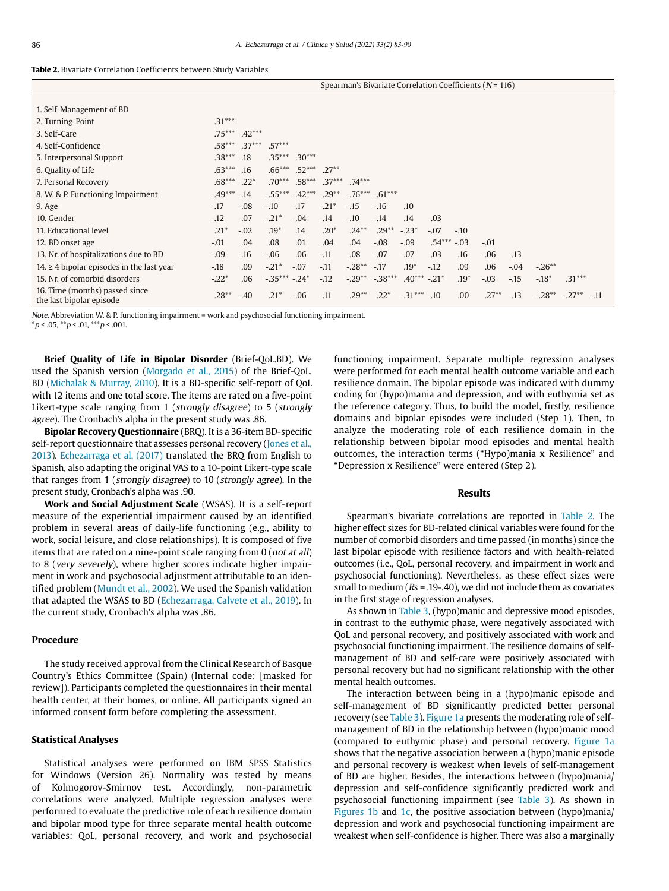**Table 2.** Bivariate Correlation Coefficients between Study Variables

| | Spearman's Bivariate Correlation Coefficients ($N$ = 116) | | | | | | | | | | | | | | |
|---|---|---|---|---|---|---|---|---|---|---|---|---|---|---|---|
| | 1 | 2 | 3 | 4 | 5 | 6 | 7 | 8 | 9 | 10 | 11 | 12 | 13 | 14 | 15 |
| 1. Self-Management of BD | | | | | | | | | | | | | | | |
| 2. Turning-Point | .31*** | | | | | | | | | | | | | | |
| 3. Self-Care | .75*** | .42*** | | | | | | | | | | | | | |
| 4. Self-Confidence | .58*** | .37*** | .57*** | | | | | | | | | | | | |
| 5. Interpersonal Support | .38*** | .18 | .35*** | .30*** | | | | | | | | | | | |
| 6. Quality of Life | .63*** | .16 | .66*** | .52*** | .27** | | | | | | | | | | |
| 7. Personal Recovery | .68*** | .22* | .70*** | .58*** | .37*** | .74*** | | | | | | | | | |
| 8. W. & P. Functioning Impairment | -.49*** | -.14 | -.55*** | -.42*** | -.29** | -.76*** | -.61*** | | | | | | | | |
| 9. Age | -.17 | -.08 | -.10 | -.17 | -.21* | -.15 | -.16 | .10 | | | | | | | |
| 10. Gender | -.12 | -.07 | -.21* | -.04 | -.14 | -.10 | -.14 | .14 | -.03 | | | | | | |
| 11. Educational level | .21* | -.02 | .19* | .14 | .20* | .24** | .29** | -.23* | -.07 | -.10 | | | | | |
| 12. BD onset age | -.01 | .04 | .08 | .01 | .04 | .04 | -.08 | -.09 | .54*** | -.03 | -.01 | | | | |
| 13. Nr. of hospitalizations due to BD | -.09 | -.16 | -.06 | .06 | -.11 | .08 | -.07 | -.07 | .03 | .16 | -.06 | -.13 | | | |
| 14. ≥ 4 bipolar episodes in the last year | -.18 | .09 | -.21* | -.07 | -.11 | -.28** | -.17 | .19* | -.12 | .09 | .06 | -.04 | -.26** | | |
| 15. Nr. of comorbid disorders | -.22* | .06 | -.35*** | -.24* | -.12 | -.29** | -.38*** | .40*** | -.21* | .19* | -.03 | -.15 | -.18* | .31*** | |
| 16. Time (months) passed since the last bipolar episode | .28** | -.40 | .21* | -.06 | .11 | .29** | .22* | -.31*** | .10 | .00 | .27** | .13 | -.28** | -.27** | -.11 |

*Note.* Abbreviation W. & P. functioning impairment = work and psychosocial functioning impairment.
*$p$ ≤ .05, **$p$ ≤ .01, ***$p$ ≤ .001.

**Brief Quality of Life in Bipolar Disorder** (Brief-QoL.BD). We used the Spanish version (Morgado et al., 2015) of the Brief-QoL.BD (Michalak & Murray, 2010). It is a BD-specific self-report of QoL with 12 items and one total score. The items are rated on a five-point Likert-type scale ranging from 1 (*strongly disagree*) to 5 (*strongly agree*). The Cronbach's alpha in the present study was .86.

**Bipolar Recovery Questionnaire** (BRQ). It is a 36-item BD-specific self-report questionnaire that assesses personal recovery (Jones et al., 2013). Echezarraga et al. (2017) translated the BRQ from English to Spanish, also adapting the original VAS to a 10-point Likert-type scale that ranges from 1 (*strongly disagree*) to 10 (*strongly agree*). In the present study, Cronbach's alpha was .90.

**Work and Social Adjustment Scale** (WSAS). It is a self-report measure of the experiential impairment caused by an identified problem in several areas of daily-life functioning (e.g., ability to work, social leisure, and close relationships). It is composed of five items that are rated on a nine-point scale ranging from 0 (*not at all*) to 8 (*very severely*), where higher scores indicate higher impairment in work and psychosocial adjustment attributable to an identified problem (Mundt et al., 2002). We used the Spanish validation that adapted the WSAS to BD (Echezarraga, Calvete et al., 2019). In the current study, Cronbach's alpha was .86.

## Procedure

The study received approval from the Clinical Research of Basque Country's Ethics Committee (Spain) (Internal code: [masked for review]). Participants completed the questionnaires in their mental health center, at their homes, or online. All participants signed an informed consent form before completing the assessment.

## Statistical Analyses

Statistical analyses were performed on IBM SPSS Statistics for Windows (Version 26). Normality was tested by means of Kolmogorov-Smirnov test. Accordingly, non-parametric correlations were analyzed. Multiple regression analyses were performed to evaluate the predictive role of each resilience domain and bipolar mood type for three separate mental health outcome variables: QoL, personal recovery, and work and psychosocial functioning impairment. Separate multiple regression analyses were performed for each mental health outcome variable and each resilience domain. The bipolar episode was indicated with dummy coding for (hypo)mania and depression, and with euthymia set as the reference category. Thus, to build the model, firstly, resilience domains and bipolar episodes were included (Step 1). Then, to analyze the moderating role of each resilience domain in the relationship between bipolar mood episodes and mental health outcomes, the interaction terms ("(Hypo)mania x Resilience" and "Depression x Resilience" were entered (Step 2).

## Results

Spearman's bivariate correlations are reported in Table 2. The higher effect sizes for BD-related clinical variables were found for the number of comorbid disorders and time passed (in months) since the last bipolar episode with resilience factors and with health-related outcomes (i.e., QoL, personal recovery, and impairment in work and psychosocial functioning). Nevertheless, as these effect sizes were small to medium ($Rs$ = .19-.40), we did not include them as covariates in the first stage of regression analyses.

As shown in Table 3, (hypo)manic and depressive mood episodes, in contrast to the euthymic phase, were negatively associated with QoL and personal recovery, and positively associated with work and psychosocial functioning impairment. The resilience domains of self-management of BD and self-care were positively associated with personal recovery but had no significant relationship with the other mental health outcomes.

The interaction between being in a (hypo)manic episode and self-management of BD significantly predicted better personal recovery (see Table 3). Figure 1a presents the moderating role of self-management of BD in the relationship between (hypo)manic mood (compared to euthymic phase) and personal recovery. Figure 1a shows that the negative association between a (hypo)manic episode and personal recovery is weakest when levels of self-management of BD are higher. Besides, the interactions between (hypo)mania/depression and self-confidence significantly predicted work and psychosocial functioning impairment (see Table 3). As shown in Figures 1b and 1c, the positive association between (hypo)mania/depression and work and psychosocial functioning impairment are weakest when self-confidence is higher. There was also a marginally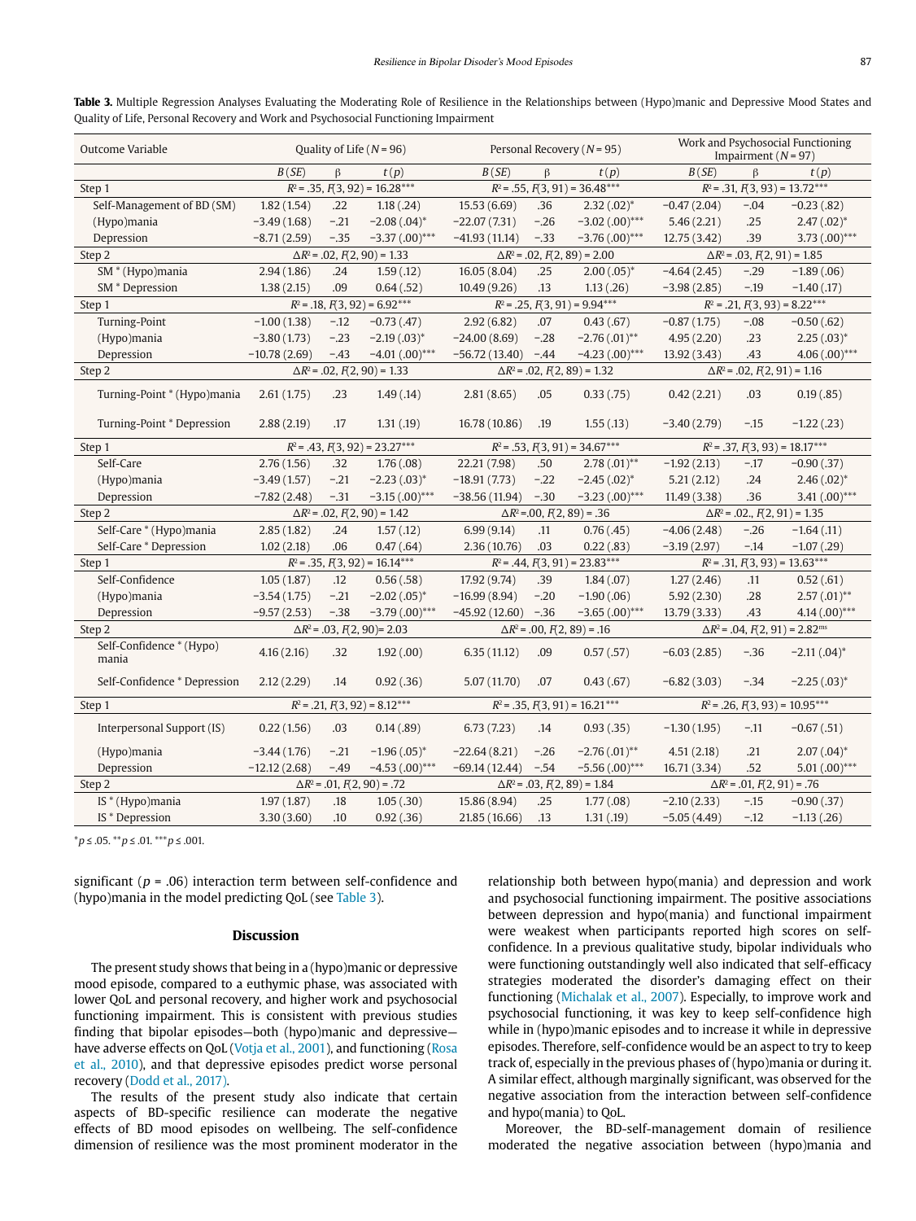**Table 3.** Multiple Regression Analyses Evaluating the Moderating Role of Resilience in the Relationships between (Hypo)manic and Depressive Mood States and Quality of Life, Personal Recovery and Work and Psychosocial Functioning Impairment

| Outcome Variable | Quality of Life ($N$ = 96) | | | Personal Recovery ($N$ = 95) | | | Work and Psychosocial Functioning Impairment ($N$ = 97) | | |
|---|---|---|---|---|---|---|---|---|---|
| | $B$ ($SE$) | β | $t$ ($p$) | $B$ ($SE$) | β | $t$ ($p$) | $B$ ($SE$) | β | $t$ ($p$) |
| Step 1 | $R^2$ = .35, $F$(3, 92) = 16.28*** | | | $R^2$ = .55, $F$(3, 91) = 36.48*** | | | $R^2$ = .31, $F$(3, 93) = 13.72*** | | |
| Self-Management of BD (SM) | 1.82 (1.54) | .22 | 1.18 (.24) | 15.53 (6.69) | .36 | 2.32 (.02)* | −0.47 (2.04) | −.04 | −0.23 (.82) |
| (Hypo)mania | −3.49 (1.68) | −.21 | −2.08 (.04)* | −22.07 (7.31) | −.26 | −3.02 (.00)*** | 5.46 (2.21) | .25 | 2.47 (.02)* |
| Depression | −8.71 (2.59) | −.35 | −3.37 (.00)*** | −41.93 (11.14) | −.33 | −3.76 (.00)*** | 12.75 (3.42) | .39 | 3.73 (.00)*** |
| Step 2 | $\Delta R^2$ = .02, $F$(2, 90) = 1.33 | | | $\Delta R^2$ = .02, $F$(2, 89) = 2.00 | | | $\Delta R^2$ = .03, $F$(2, 91) = 1.85 | | |
| SM * (Hypo)mania | 2.94 (1.86) | .24 | 1.59 (.12) | 16.05 (8.04) | .25 | 2.00 (.05)* | −4.64 (2.45) | −.29 | −1.89 (.06) |
| SM * Depression | 1.38 (2.15) | .09 | 0.64 (.52) | 10.49 (9.26) | .13 | 1.13 (.26) | −3.98 (2.85) | −.19 | −1.40 (.17) |
| Step 1 | $R^2$ = .18, $F$(3, 92) = 6.92*** | | | $R^2$ = .25, $F$(3, 91) = 9.94*** | | | $R^2$ = .21, $F$(3, 93) = 8.22*** | | |
| Turning-Point | −1.00 (1.38) | −.12 | −0.73 (.47) | 2.92 (6.82) | .07 | 0.43 (.67) | −0.87 (1.75) | −.08 | −0.50 (.62) |
| (Hypo)mania | −3.80 (1.73) | −.23 | −2.19 (.03)* | −24.00 (8.69) | −.28 | −2.76 (.01)** | 4.95 (2.20) | .23 | 2.25 (.03)* |
| Depression | −10.78 (2.69) | −.43 | −4.01 (.00)*** | −56.72 (13.40) | −.44 | −4.23 (.00)*** | 13.92 (3.43) | .43 | 4.06 (.00)*** |
| Step 2 | $\Delta R^2$ = .02, $F$(2, 90) = 1.33 | | | $\Delta R^2$ = .02, $F$(2, 89) = 1.32 | | | $\Delta R^2$ = .02, $F$(2, 91) = 1.16 | | |
| Turning-Point * (Hypo)mania | 2.61 (1.75) | .23 | 1.49 (.14) | 2.81 (8.65) | .05 | 0.33 (.75) | 0.42 (2.21) | .03 | 0.19 (.85) |
| Turning-Point * Depression | 2.88 (2.19) | .17 | 1.31 (.19) | 16.78 (10.86) | .19 | 1.55 (.13) | −3.40 (2.79) | −.15 | −1.22 (.23) |
| Step 1 | $R^2$ = .43, $F$(3, 92) = 23.27*** | | | $R^2$ = .53, $F$(3, 91) = 34.67*** | | | $R^2$ = .37, $F$(3, 93) = 18.17*** | | |
| Self-Care | 2.76 (1.56) | .32 | 1.76 (.08) | 22.21 (7.98) | .50 | 2.78 (.01)** | −1.92 (2.13) | −.17 | −0.90 (.37) |
| (Hypo)mania | −3.49 (1.57) | −.21 | −2.23 (.03)* | −18.91 (7.73) | −.22 | −2.45 (.02)* | 5.21 (2.12) | .24 | 2.46 (.02)* |
| Depression | −7.82 (2.48) | −.31 | −3.15 (.00)*** | −38.56 (11.94) | −.30 | −3.23 (.00)*** | 11.49 (3.38) | .36 | 3.41 (.00)*** |
| Step 2 | $\Delta R^2$ = .02, $F$(2, 90) = 1.42 | | | $\Delta R^2$ =.00, $F$(2, 89) = .36 | | | $\Delta R^2$ = .02., $F$(2, 91) = 1.35 | | |
| Self-Care * (Hypo)mania | 2.85 (1.82) | .24 | 1.57 (.12) | 6.99 (9.14) | .11 | 0.76 (.45) | −4.06 (2.48) | −.26 | −1.64 (.11) |
| Self-Care * Depression | 1.02 (2.18) | .06 | 0.47 (.64) | 2.36 (10.76) | .03 | 0.22 (.83) | −3.19 (2.97) | −.14 | −1.07 (.29) |
| Step 1 | $R^2$ = .35, $F$(3, 92) = 16.14*** | | | $R^2$ = .44, $F$(3, 91) = 23.83*** | | | $R^2$ = .31, $F$(3, 93) = 13.63*** | | |
| Self-Confidence | 1.05 (1.87) | .12 | 0.56 (.58) | 17.92 (9.74) | .39 | 1.84 (.07) | 1.27 (2.46) | .11 | 0.52 (.61) |
| (Hypo)mania | −3.54 (1.75) | −.21 | −2.02 (.05)* | −16.99 (8.94) | −.20 | −1.90 (.06) | 5.92 (2.30) | .28 | 2.57 (.01)** |
| Depression | −9.57 (2.53) | −.38 | −3.79 (.00)*** | −45.92 (12.60) | −.36 | −3.65 (.00)*** | 13.79 (3.33) | .43 | 4.14 (.00)*** |
| Step 2 | $\Delta R^2$ = .03, $F$(2, 90)= 2.03 | | | $\Delta R^2$ = .00, $F$(2, 89) = .16 | | | $\Delta R^2$ = .04, $F$(2, 91) = 2.82ms | | |
| Self-Confidence * (Hypo) mania | 4.16 (2.16) | .32 | 1.92 (.00) | 6.35 (11.12) | .09 | 0.57 (.57) | −6.03 (2.85) | −.36 | −2.11 (.04)* |
| Self-Confidence * Depression | 2.12 (2.29) | .14 | 0.92 (.36) | 5.07 (11.70) | .07 | 0.43 (.67) | −6.82 (3.03) | −.34 | −2.25 (.03)* |
| Step 1 | $R^2$ = .21, $F$(3, 92) = 8.12*** | | | $R^2$ = .35, $F$(3, 91) = 16.21*** | | | $R^2$ = .26, $F$(3, 93) = 10.95*** | | |
| Interpersonal Support (IS) | 0.22 (1.56) | .03 | 0.14 (.89) | 6.73 (7.23) | .14 | 0.93 (.35) | −1.30 (1.95) | −.11 | −0.67 (.51) |
| (Hypo)mania | −3.44 (1.76) | −.21 | −1.96 (.05)* | −22.64 (8.21) | −.26 | −2.76 (.01)** | 4.51 (2.18) | .21 | 2.07 (.04)* |
| Depression | −12.12 (2.68) | −.49 | −4.53 (.00)*** | −69.14 (12.44) | −.54 | −5.56 (.00)*** | 16.71 (3.34) | .52 | 5.01 (.00)*** |
| Step 2 | $\Delta R^2$ = .01, $F$(2, 90) = .72 | | | $\Delta R^2$ = .03, $F$(2, 89) = 1.84 | | | $\Delta R^2$ = .01, $F$(2, 91) = .76 | | |
| IS * (Hypo)mania | 1.97 (1.87) | .18 | 1.05 (.30) | 15.86 (8.94) | .25 | 1.77 (.08) | −2.10 (2.33) | −.15 | −0.90 (.37) |
| IS * Depression | 3.30 (3.60) | .10 | 0.92 (.36) | 21.85 (16.66) | .13 | 1.31 (.19) | −5.05 (4.49) | −.12 | −1.13 (.26) |

*$p$ ≤ .05. **$p$ ≤ .01. ***$p$ ≤ .001.

significant ($p$ = .06) interaction term between self-confidence and (hypo)mania in the model predicting QoL (see Table 3).

## Discussion

The present study shows that being in a (hypo)manic or depressive mood episode, compared to a euthymic phase, was associated with lower QoL and personal recovery, and higher work and psychosocial functioning impairment. This is consistent with previous studies finding that bipolar episodes—both (hypo)manic and depressive—have adverse effects on QoL (Votja et al., 2001), and functioning (Rosa et al., 2010), and that depressive episodes predict worse personal recovery (Dodd et al., 2017).

The results of the present study also indicate that certain aspects of BD-specific resilience can moderate the negative effects of BD mood episodes on wellbeing. The self-confidence dimension of resilience was the most prominent moderator in the relationship both between hypo(mania) and depression and work and psychosocial functioning impairment. The positive associations between depression and hypo(mania) and functional impairment were weakest when participants reported high scores on self-confidence. In a previous qualitative study, bipolar individuals who were functioning outstandingly well also indicated that self-efficacy strategies moderated the disorder's damaging effect on their functioning (Michalak et al., 2007). Especially, to improve work and psychosocial functioning, it was key to keep self-confidence high while in (hypo)manic episodes and to increase it while in depressive episodes. Therefore, self-confidence would be an aspect to try to keep track of, especially in the previous phases of (hypo)mania or during it. A similar effect, although marginally significant, was observed for the negative association from the interaction between self-confidence and hypo(mania) to QoL.

Moreover, the BD-self-management domain of resilience moderated the negative association between (hypo)mania and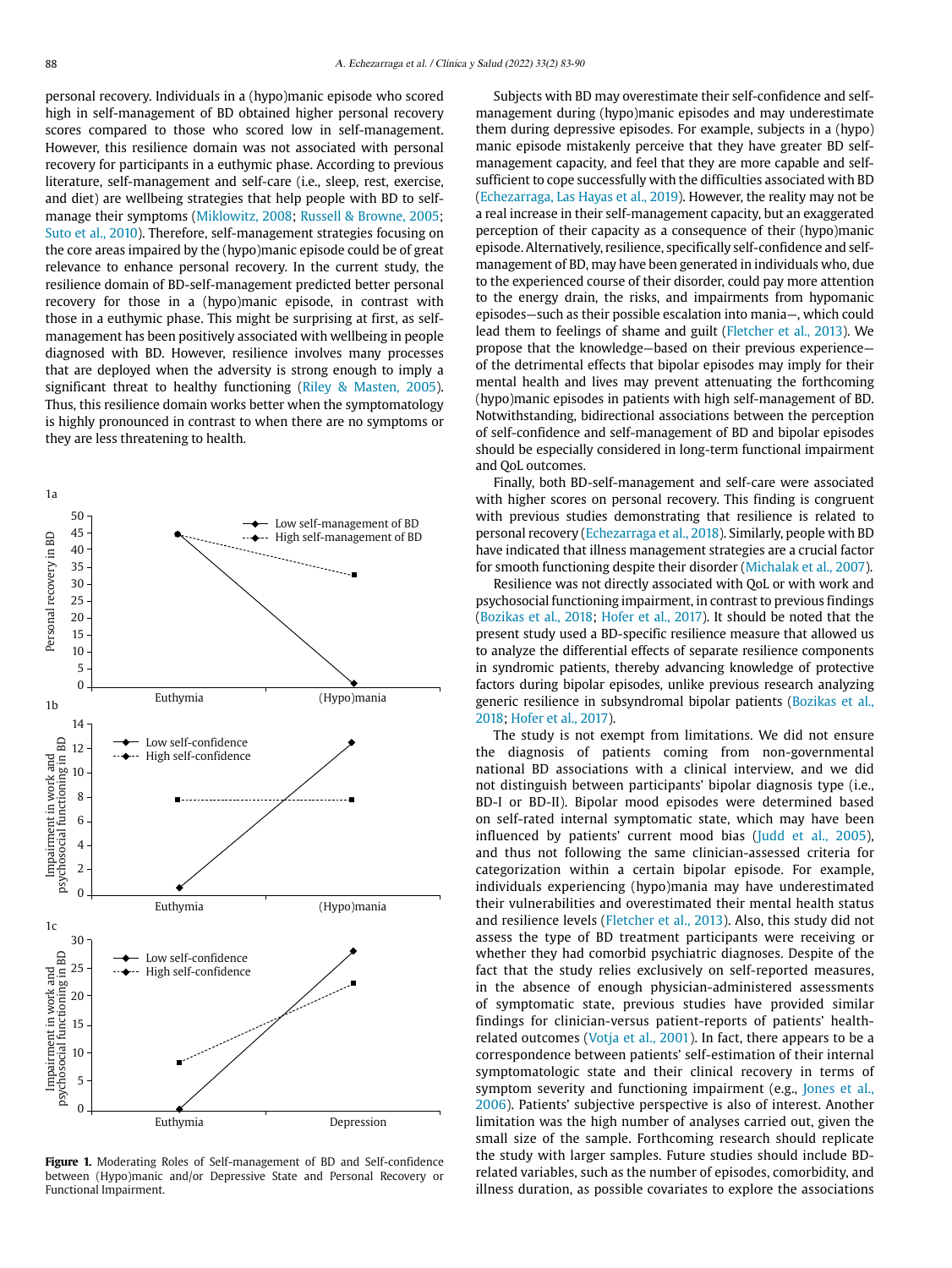personal recovery. Individuals in a (hypo)manic episode who scored high in self-management of BD obtained higher personal recovery scores compared to those who scored low in self-management. However, this resilience domain was not associated with personal recovery for participants in a euthymic phase. According to previous literature, self-management and self-care (i.e., sleep, rest, exercise, and diet) are wellbeing strategies that help people with BD to self-manage their symptoms (Miklowitz, 2008; Russell & Browne, 2005; Suto et al., 2010). Therefore, self-management strategies focusing on the core areas impaired by the (hypo)manic episode could be of great relevance to enhance personal recovery. In the current study, the resilience domain of BD-self-management predicted better personal recovery for those in a (hypo)manic episode, in contrast with those in a euthymic phase. This might be surprising at first, as self-management has been positively associated with wellbeing in people diagnosed with BD. However, resilience involves many processes that are deployed when the adversity is strong enough to imply a significant threat to healthy functioning (Riley & Masten, 2005). Thus, this resilience domain works better when the symptomatology is highly pronounced in contrast to when there are no symptoms or they are less threatening to health.

1a

Personal recovery in BD

0 5 10 15 20 25 30 35 40 45 50

Low self-management of BD
High self-management of BD

Euthymia (Hypo)mania

1b

Impairment in work and psychosocial functioning in BD

0 2 4 6 8 10 12 14

Low self-confidence
High self-confidence

Euthymia (Hypo)mania

1c

Impairment in work and psychosocial functioning in BD

0 5 10 15 20 25 30

Low self-confidence
High self-confidence

Euthymia Depression

**Figure 1.** Moderating Roles of Self-management of BD and Self-confidence between (Hypo)manic and/or Depressive State and Personal Recovery or Functional Impairment.

Subjects with BD may overestimate their self-confidence and self-management during (hypo)manic episodes and may underestimate them during depressive episodes. For example, subjects in a (hypo) manic episode mistakenly perceive that they have greater BD self-management capacity, and feel that they are more capable and self-sufficient to cope successfully with the difficulties associated with BD (Echezarraga, Las Hayas et al., 2019). However, the reality may not be a real increase in their self-management capacity, but an exaggerated perception of their capacity as a consequence of their (hypo)manic episode. Alternatively, resilience, specifically self-confidence and self-management of BD, may have been generated in individuals who, due to the experienced course of their disorder, could pay more attention to the energy drain, the risks, and impairments from hypomanic episodes—such as their possible escalation into mania—, which could lead them to feelings of shame and guilt (Fletcher et al., 2013). We propose that the knowledge—based on their previous experience—of the detrimental effects that bipolar episodes may imply for their mental health and lives may prevent attenuating the forthcoming (hypo)manic episodes in patients with high self-management of BD. Notwithstanding, bidirectional associations between the perception of self-confidence and self-management of BD and bipolar episodes should be especially considered in long-term functional impairment and QoL outcomes.

Finally, both BD-self-management and self-care were associated with higher scores on personal recovery. This finding is congruent with previous studies demonstrating that resilience is related to personal recovery (Echezarraga et al., 2018). Similarly, people with BD have indicated that illness management strategies are a crucial factor for smooth functioning despite their disorder (Michalak et al., 2007).

Resilience was not directly associated with QoL or with work and psychosocial functioning impairment, in contrast to previous findings (Bozikas et al., 2018; Hofer et al., 2017). It should be noted that the present study used a BD-specific resilience measure that allowed us to analyze the differential effects of separate resilience components in syndromic patients, thereby advancing knowledge of protective factors during bipolar episodes, unlike previous research analyzing generic resilience in subsyndromal bipolar patients (Bozikas et al., 2018; Hofer et al., 2017).

The study is not exempt from limitations. We did not ensure the diagnosis of patients coming from non-governmental national BD associations with a clinical interview, and we did not distinguish between participants' bipolar diagnosis type (i.e., BD-I or BD-II). Bipolar mood episodes were determined based on self-rated internal symptomatic state, which may have been influenced by patients' current mood bias (Judd et al., 2005), and thus not following the same clinician-assessed criteria for categorization within a certain bipolar episode. For example, individuals experiencing (hypo)mania may have underestimated their vulnerabilities and overestimated their mental health status and resilience levels (Fletcher et al., 2013). Also, this study did not assess the type of BD treatment participants were receiving or whether they had comorbid psychiatric diagnoses. Despite of the fact that the study relies exclusively on self-reported measures, in the absence of enough physician-administered assessments of symptomatic state, previous studies have provided similar findings for clinician-versus patient-reports of patients' health-related outcomes (Votja et al., 2001). In fact, there appears to be a correspondence between patients' self-estimation of their internal symptomatologic state and their clinical recovery in terms of symptom severity and functioning impairment (e.g., Jones et al., 2006). Patients' subjective perspective is also of interest. Another limitation was the high number of analyses carried out, given the small size of the sample. Forthcoming research should replicate the study with larger samples. Future studies should include BD-related variables, such as the number of episodes, comorbidity, and illness duration, as possible covariates to explore the associations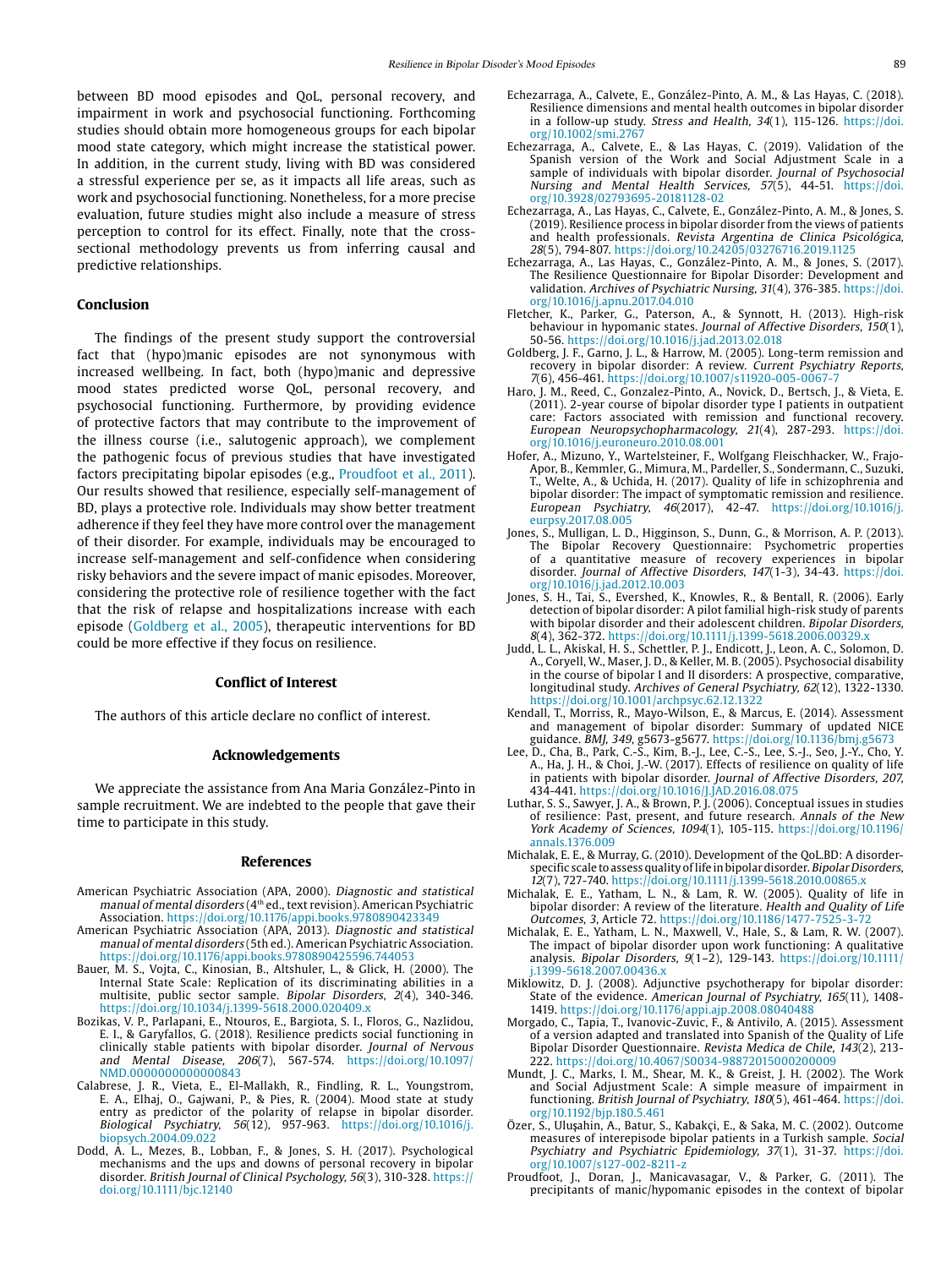between BD mood episodes and QoL, personal recovery, and impairment in work and psychosocial functioning. Forthcoming studies should obtain more homogeneous groups for each bipolar mood state category, which might increase the statistical power. In addition, in the current study, living with BD was considered a stressful experience per se, as it impacts all life areas, such as work and psychosocial functioning. Nonetheless, for a more precise evaluation, future studies might also include a measure of stress perception to control for its effect. Finally, note that the cross-sectional methodology prevents us from inferring causal and predictive relationships.

## Conclusion

The findings of the present study support the controversial fact that (hypo)manic episodes are not synonymous with increased wellbeing. In fact, both (hypo)manic and depressive mood states predicted worse QoL, personal recovery, and psychosocial functioning. Furthermore, by providing evidence of protective factors that may contribute to the improvement of the illness course (i.e., salutogenic approach), we complement the pathogenic focus of previous studies that have investigated factors precipitating bipolar episodes (e.g., Proudfoot et al., 2011). Our results showed that resilience, especially self-management of BD, plays a protective role. Individuals may show better treatment adherence if they feel they have more control over the management of their disorder. For example, individuals may be encouraged to increase self-management and self-confidence when considering risky behaviors and the severe impact of manic episodes. Moreover, considering the protective role of resilience together with the fact that the risk of relapse and hospitalizations increase with each episode (Goldberg et al., 2005), therapeutic interventions for BD could be more effective if they focus on resilience.

## Conflict of Interest

The authors of this article declare no conflict of interest.

## Acknowledgements

We appreciate the assistance from Ana Maria González-Pinto in sample recruitment. We are indebted to the people that gave their time to participate in this study.

## References

American Psychiatric Association (APA, 2000). *Diagnostic and statistical manual of mental disorders* (4th ed., text revision). American Psychiatric Association. https://doi.org/10.1176/appi.books.9780890423349

American Psychiatric Association (APA, 2013). *Diagnostic and statistical manual of mental disorders* (5th ed.). American Psychiatric Association. https://doi.org/10.1176/appi.books.9780890425596.744053

Bauer, M. S., Vojta, C., Kinosian, B., Altshuler, L., & Glick, H. (2000). The Internal State Scale: Replication of its discriminating abilities in a multisite, public sector sample. *Bipolar Disorders, 2*(4), 340-346. https://doi.org/10.1034/j.1399-5618.2000.020409.x

Bozikas, V. P., Parlapani, E., Ntouros, E., Bargiota, S. I., Floros, G., Nazlidou, E. I., & Garyfallos, G. (2018). Resilience predicts social functioning in clinically stable patients with bipolar disorder. *Journal of Nervous and Mental Disease, 206*(7), 567-574. https://doi.org/10.1097/NMD.0000000000000843

Calabrese, J. R., Vieta, E., El-Mallakh, R., Findling, R. L., Youngstrom, E. A., Elhaj, O., Gajwani, P., & Pies, R. (2004). Mood state at study entry as predictor of the polarity of relapse in bipolar disorder. *Biological Psychiatry, 56*(12), 957-963. https://doi.org/10.1016/j.biopsych.2004.09.022

Dodd, A. L., Mezes, B., Lobban, F., & Jones, S. H. (2017). Psychological mechanisms and the ups and downs of personal recovery in bipolar disorder. *British Journal of Clinical Psychology, 56*(3), 310-328. https://doi.org/10.1111/bjc.12140

Echezarraga, A., Calvete, E., González-Pinto, A. M., & Las Hayas, C. (2018). Resilience dimensions and mental health outcomes in bipolar disorder in a follow-up study. *Stress and Health, 34*(1), 115-126. https://doi.org/10.1002/smi.2767

Echezarraga, A., Calvete, E., & Las Hayas, C. (2019). Validation of the Spanish version of the Work and Social Adjustment Scale in a sample of individuals with bipolar disorder. *Journal of Psychosocial Nursing and Mental Health Services, 57*(5), 44-51. https://doi.org/10.3928/02793695-20181128-02

Echezarraga, A., Las Hayas, C., Calvete, E., González-Pinto, A. M., & Jones, S. (2019). Resilience process in bipolar disorder from the views of patients and health professionals. *Revista Argentina de Clínica Psicológica, 28*(5), 794-807. https://doi.org/10.24205/03276716.2019.1125

Echezarraga, A., Las Hayas, C., González-Pinto, A. M., & Jones, S. (2017). The Resilience Questionnaire for Bipolar Disorder: Development and validation. *Archives of Psychiatric Nursing, 31*(4), 376-385. https://doi.org/10.1016/j.apnu.2017.04.010

Fletcher, K., Parker, G., Paterson, A., & Synnott, H. (2013). High-risk behaviour in hypomanic states. *Journal of Affective Disorders, 150*(1), 50-56. https://doi.org/10.1016/j.jad.2013.02.018

Goldberg, J. F., Garno, J. L., & Harrow, M. (2005). Long-term remission and recovery in bipolar disorder: A review. *Current Psychiatry Reports, 7*(6), 456-461. https://doi.org/10.1007/s11920-005-0067-7

Haro, J. M., Reed, C., Gonzalez-Pinto, A., Novick, D., Bertsch, J., & Vieta, E. (2011). 2-year course of bipolar disorder type I patients in outpatient care: Factors associated with remission and functional recovery. *European Neuropsychopharmacology, 21*(4), 287-293. https://doi.org/10.1016/j.euroneuro.2010.08.001

Hofer, A., Mizuno, Y., Wartelsteiner, F., Wolfgang Fleischhacker, W., Frajo-Apor, B., Kemmler, G., Mimura, M., Pardeller, S., Sondermann, C., Suzuki, T., Welte, A., & Uchida, H. (2017). Quality of life in schizophrenia and bipolar disorder: The impact of symptomatic remission and resilience. *European Psychiatry, 46*(2017), 42-47. https://doi.org/10.1016/j.eurpsy.2017.08.005

Jones, S., Mulligan, L. D., Higginson, S., Dunn, G., & Morrison, A. P. (2013). The Bipolar Recovery Questionnaire: Psychometric properties of a quantitative measure of recovery experiences in bipolar disorder. *Journal of Affective Disorders, 147*(1-3), 34-43. https://doi.org/10.1016/j.jad.2012.10.003

Jones, S. H., Tai, S., Evershed, K., Knowles, R., & Bentall, R. (2006). Early detection of bipolar disorder: A pilot familial high-risk study of parents with bipolar disorder and their adolescent children. *Bipolar Disorders, 8*(4), 362-372. https://doi.org/10.1111/j.1399-5618.2006.00329.x

Judd, L. L., Akiskal, H. S., Schettler, P. J., Endicott, J., Leon, A. C., Solomon, D. A., Coryell, W., Maser, J. D., & Keller, M. B. (2005). Psychosocial disability in the course of bipolar I and II disorders: A prospective, comparative, longitudinal study. *Archives of General Psychiatry, 62*(12), 1322-1330. https://doi.org/10.1001/archpsyc.62.12.1322

Kendall, T., Morriss, R., Mayo-Wilson, E., & Marcus, E. (2014). Assessment and management of bipolar disorder: Summary of updated NICE guidance. *BMJ, 349*, g5673-g5677. https://doi.org/10.1136/bmj.g5673

Lee, D., Cha, B., Park, C.-S., Kim, B.-J., Lee, C.-S., Lee, S.-J., Seo, J.-Y., Cho, Y. A., Ha, J. H., & Choi, J.-W. (2017). Effects of resilience on quality of life in patients with bipolar disorder. *Journal of Affective Disorders, 207*, 434-441. https://doi.org/10.1016/J.JAD.2016.08.075

Luthar, S. S., Sawyer, J. A., & Brown, P. J. (2006). Conceptual issues in studies of resilience: Past, present, and future research. *Annals of the New York Academy of Sciences, 1094*(1), 105-115. https://doi.org/10.1196/annals.1376.009

Michalak, E. E., & Murray, G. (2010). Development of the QoL.BD: A disorder-specific scale to assess quality of life in bipolar disorder. *Bipolar Disorders, 12*(7), 727-740. https://doi.org/10.1111/j.1399-5618.2010.00865.x

Michalak, E. E., Yatham, L. N., & Lam, R. W. (2005). Quality of life in bipolar disorder: A review of the literature. *Health and Quality of Life Outcomes, 3*, Article 72. https://doi.org/10.1186/1477-7525-3-72

Michalak, E. E., Yatham, L. N., Maxwell, V., Hale, S., & Lam, R. W. (2007). The impact of bipolar disorder upon work functioning: A qualitative analysis. *Bipolar Disorders, 9*(1–2), 129-143. https://doi.org/10.1111/j.1399-5618.2007.00436.x

Miklowitz, D. J. (2008). Adjunctive psychotherapy for bipolar disorder: State of the evidence. *American Journal of Psychiatry, 165*(11), 1408-1419. https://doi.org/10.1176/appi.ajp.2008.08040488

Morgado, C., Tapia, T., Ivanovic-Zuvic, F., & Antivilo, A. (2015). Assessment of a version adapted and translated into Spanish of the Quality of Life Bipolar Disorder Questionnaire. *Revista Medica de Chile, 143*(2), 213-222. https://doi.org/10.4067/S0034-98872015000200009

Mundt, J. C., Marks, I. M., Shear, M. K., & Greist, J. H. (2002). The Work and Social Adjustment Scale: A simple measure of impairment in functioning. *British Journal of Psychiatry, 180*(5), 461-464. https://doi.org/10.1192/bjp.180.5.461

Özer, S., Uluşahin, A., Batur, S., Kabakçi, E., & Saka, M. C. (2002). Outcome measures of interepisode bipolar patients in a Turkish sample. *Social Psychiatry and Psychiatric Epidemiology, 37*(1), 31-37. https://doi.org/10.1007/s127-002-8211-z

Proudfoot, J., Doran, J., Manicavasagar, V., & Parker, G. (2011). The precipitants of manic/hypomanic episodes in the context of bipolar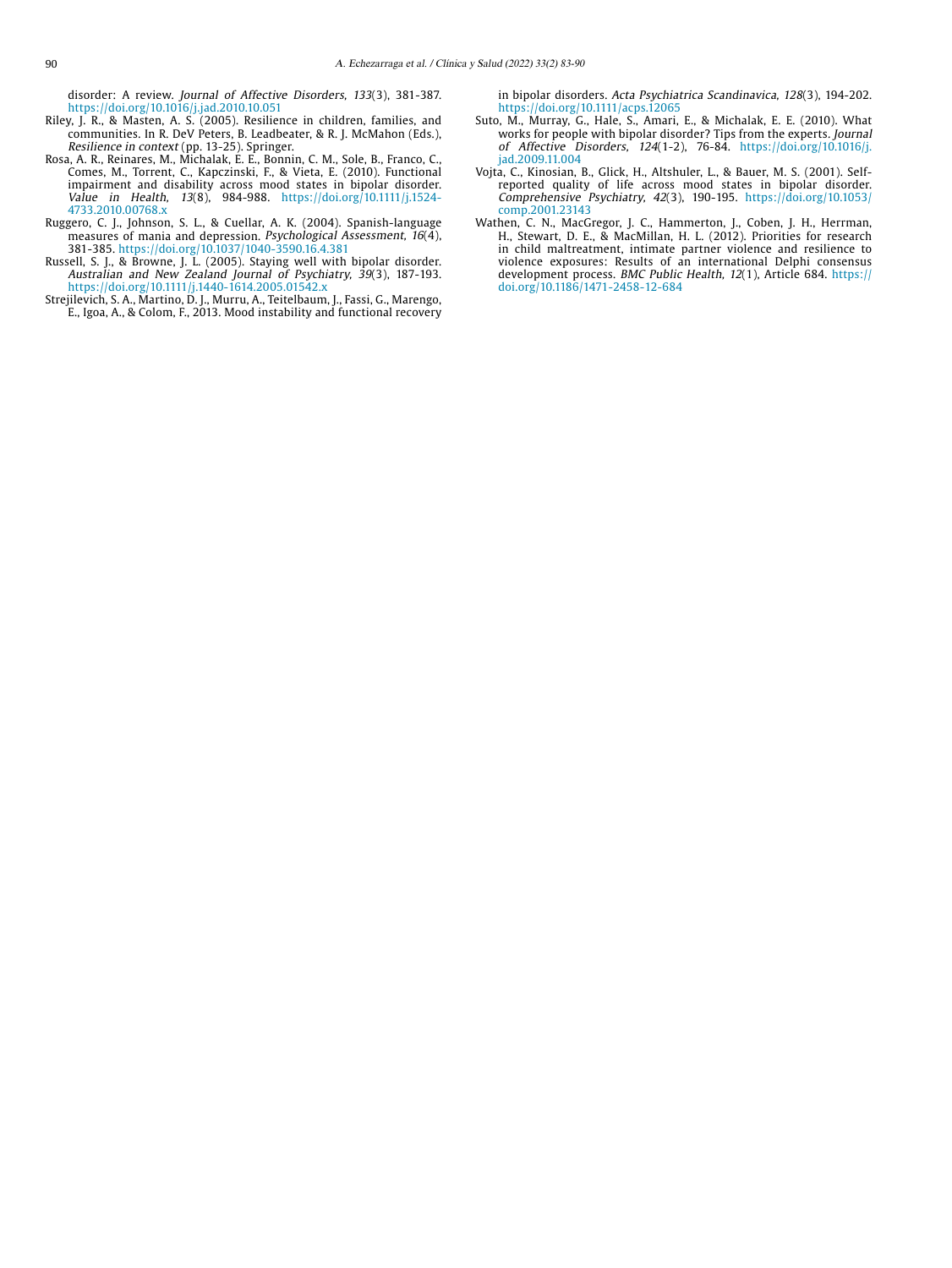disorder: A review. *Journal of Affective Disorders, 133*(3), 381-387. https://doi.org/10.1016/j.jad.2010.10.051

Riley, J. R., & Masten, A. S. (2005). Resilience in children, families, and communities. In R. DeV Peters, B. Leadbeater, & R. J. McMahon (Eds.), *Resilience in context* (pp. 13-25). Springer.

Rosa, A. R., Reinares, M., Michalak, E. E., Bonnin, C. M., Sole, B., Franco, C., Comes, M., Torrent, C., Kapczinski, F., & Vieta, E. (2010). Functional impairment and disability across mood states in bipolar disorder. *Value in Health, 13*(8), 984-988. https://doi.org/10.1111/j.1524-4733.2010.00768.x

Ruggero, C. J., Johnson, S. L., & Cuellar, A. K. (2004). Spanish-language measures of mania and depression. *Psychological Assessment, 16*(4), 381-385. https://doi.org/10.1037/1040-3590.16.4.381

Russell, S. J., & Browne, J. L. (2005). Staying well with bipolar disorder. *Australian and New Zealand Journal of Psychiatry, 39*(3), 187-193. https://doi.org/10.1111/j.1440-1614.2005.01542.x

Strejilevich, S. A., Martino, D. J., Murru, A., Teitelbaum, J., Fassi, G., Marengo, E., Igoa, A., & Colom, F., 2013. Mood instability and functional recovery in bipolar disorders. *Acta Psychiatrica Scandinavica, 128*(3), 194-202. https://doi.org/10.1111/acps.12065

Suto, M., Murray, G., Hale, S., Amari, E., & Michalak, E. E. (2010). What works for people with bipolar disorder? Tips from the experts. *Journal of Affective Disorders, 124*(1-2), 76-84. https://doi.org/10.1016/j.jad.2009.11.004

Vojta, C., Kinosian, B., Glick, H., Altshuler, L., & Bauer, M. S. (2001). Self-reported quality of life across mood states in bipolar disorder. *Comprehensive Psychiatry, 42*(3), 190-195. https://doi.org/10.1053/comp.2001.23143

Wathen, C. N., MacGregor, J. C., Hammerton, J., Coben, J. H., Herrman, H., Stewart, D. E., & MacMillan, H. L. (2012). Priorities for research in child maltreatment, intimate partner violence and resilience to violence exposures: Results of an international Delphi consensus development process. *BMC Public Health, 12*(1), Article 684. https://doi.org/10.1186/1471-2458-12-684